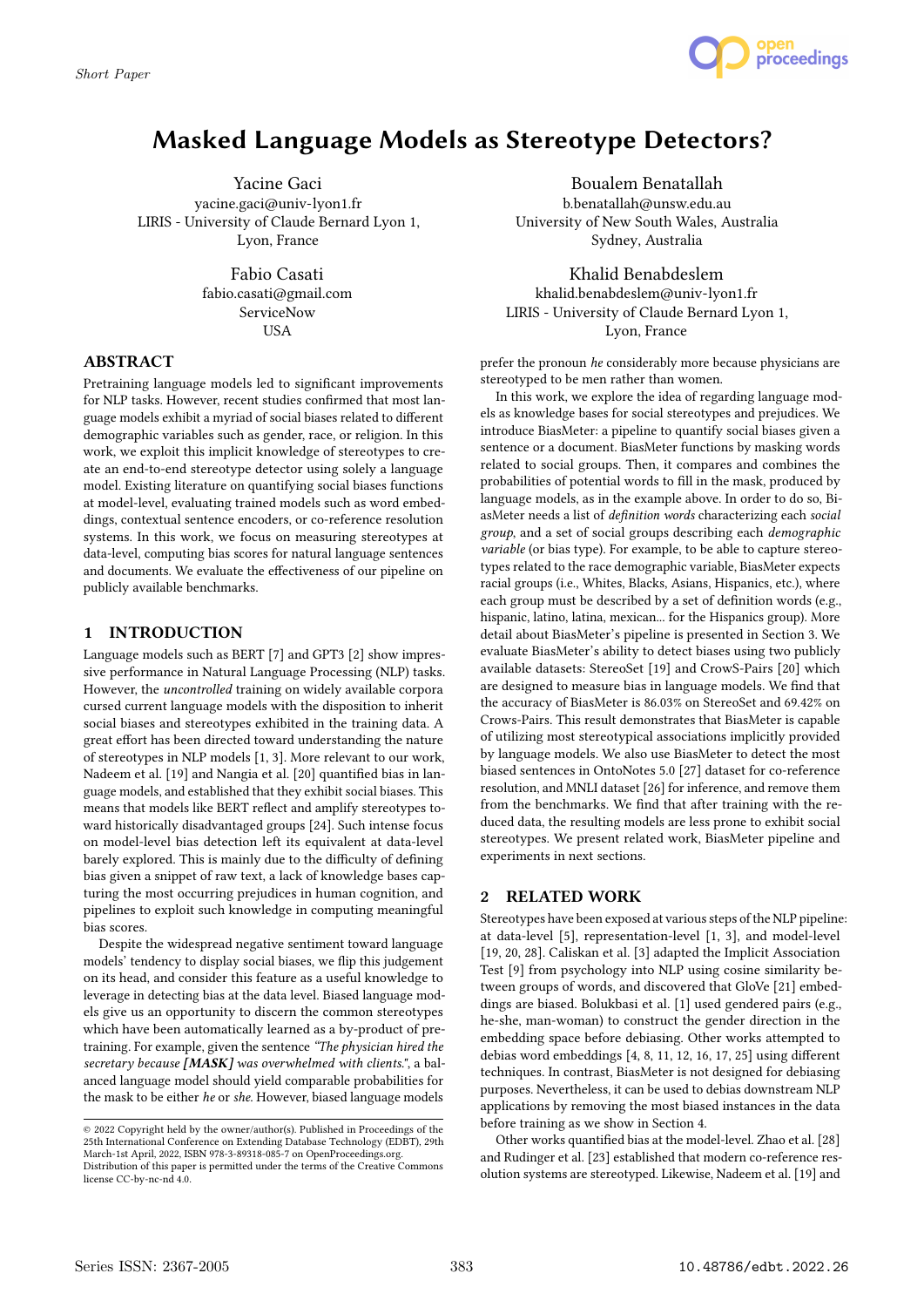Short Paper

# Masked Language Models as Stereotype Detectors?

Yacine Gaci
yacine.gaci@univ-lyon1.fr
LIRIS - University of Claude Bernard Lyon 1,
Lyon, France

Boualem Benatallah
b.benatallah@unsw.edu.au
University of New South Wales, Australia
Sydney, Australia

Fabio Casati
fabio.casati@gmail.com
ServiceNow
USA

Khalid Benabdeslem
khalid.benabdeslem@univ-lyon1.fr
LIRIS - University of Claude Bernard Lyon 1,
Lyon, France

## ABSTRACT

Pretraining language models led to significant improvements for NLP tasks. However, recent studies confirmed that most language models exhibit a myriad of social biases related to different demographic variables such as gender, race, or religion. In this work, we exploit this implicit knowledge of stereotypes to create an end-to-end stereotype detector using solely a language model. Existing literature on quantifying social biases functions at model-level, evaluating trained models such as word embeddings, contextual sentence encoders, or co-reference resolution systems. In this work, we focus on measuring stereotypes at data-level, computing bias scores for natural language sentences and documents. We evaluate the effectiveness of our pipeline on publicly available benchmarks.

## 1 INTRODUCTION

Language models such as BERT [7] and GPT3 [2] show impressive performance in Natural Language Processing (NLP) tasks. However, the *uncontrolled* training on widely available corpora cursed current language models with the disposition to inherit social biases and stereotypes exhibited in the training data. A great effort has been directed toward understanding the nature of stereotypes in NLP models [1, 3]. More relevant to our work, Nadeem et al. [19] and Nangia et al. [20] quantified bias in language models, and established that they exhibit social biases. This means that models like BERT reflect and amplify stereotypes toward historically disadvantaged groups [24]. Such intense focus on model-level bias detection left its equivalent at data-level barely explored. This is mainly due to the difficulty of defining bias given a snippet of raw text, a lack of knowledge bases capturing the most occurring prejudices in human cognition, and pipelines to exploit such knowledge in computing meaningful bias scores.

Despite the widespread negative sentiment toward language models' tendency to display social biases, we flip this judgement on its head, and consider this feature as a useful knowledge to leverage in detecting bias at the data level. Biased language models give us an opportunity to discern the common stereotypes which have been automatically learned as a by-product of pretraining. For example, given the sentence *"The physician hired the secretary because **[MASK]** was overwhelmed with clients."*, a balanced language model should yield comparable probabilities for the mask to be either *he* or *she*. However, biased language models prefer the pronoun *he* considerably more because physicians are stereotyped to be men rather than women.

In this work, we explore the idea of regarding language models as knowledge bases for social stereotypes and prejudices. We introduce BiasMeter: a pipeline to quantify social biases given a sentence or a document. BiasMeter functions by masking words related to social groups. Then, it compares and combines the probabilities of potential words to fill in the mask, produced by language models, as in the example above. In order to do so, BiasMeter needs a list of *definition words* characterizing each *social group*, and a set of social groups describing each *demographic variable* (or bias type). For example, to be able to capture stereotypes related to the race demographic variable, BiasMeter expects racial groups (i.e., Whites, Blacks, Asians, Hispanics, etc.), where each group must be described by a set of definition words (e.g., hispanic, latino, latina, mexican... for the Hispanics group). More detail about BiasMeter's pipeline is presented in Section 3. We evaluate BiasMeter's ability to detect biases using two publicly available datasets: StereoSet [19] and CrowS-Pairs [20] which are designed to measure bias in language models. We find that the accuracy of BiasMeter is 86.03% on StereoSet and 69.42% on Crows-Pairs. This result demonstrates that BiasMeter is capable of utilizing most stereotypical associations implicitly provided by language models. We also use BiasMeter to detect the most biased sentences in OntoNotes 5.0 [27] dataset for co-reference resolution, and MNLI dataset [26] for inference, and remove them from the benchmarks. We find that after training with the reduced data, the resulting models are less prone to exhibit social stereotypes. We present related work, BiasMeter pipeline and experiments in next sections.

## 2 RELATED WORK

Stereotypes have been exposed at various steps of the NLP pipeline: at data-level [5], representation-level [1, 3], and model-level [19, 20, 28]. Caliskan et al. [3] adapted the Implicit Association Test [9] from psychology into NLP using cosine similarity between groups of words, and discovered that GloVe [21] embeddings are biased. Bolukbasi et al. [1] used gendered pairs (e.g., he-she, man-woman) to construct the gender direction in the embedding space before debiasing. Other works attempted to debias word embeddings [4, 8, 11, 12, 16, 17, 25] using different techniques. In contrast, BiasMeter is not designed for debiasing purposes. Nevertheless, it can be used to debias downstream NLP applications by removing the most biased instances in the data before training as we show in Section 4.

Other works quantified bias at the model-level. Zhao et al. [28] and Rudinger et al. [23] established that modern co-reference resolution systems are stereotyped. Likewise, Nadeem et al. [19] and

© 2022 Copyright held by the owner/author(s). Published in Proceedings of the 25th International Conference on Extending Database Technology (EDBT), 29th March-1st April, 2022, ISBN 978-3-89318-085-7 on OpenProceedings.org.
Distribution of this paper is permitted under the terms of the Creative Commons license CC-by-nc-nd 4.0.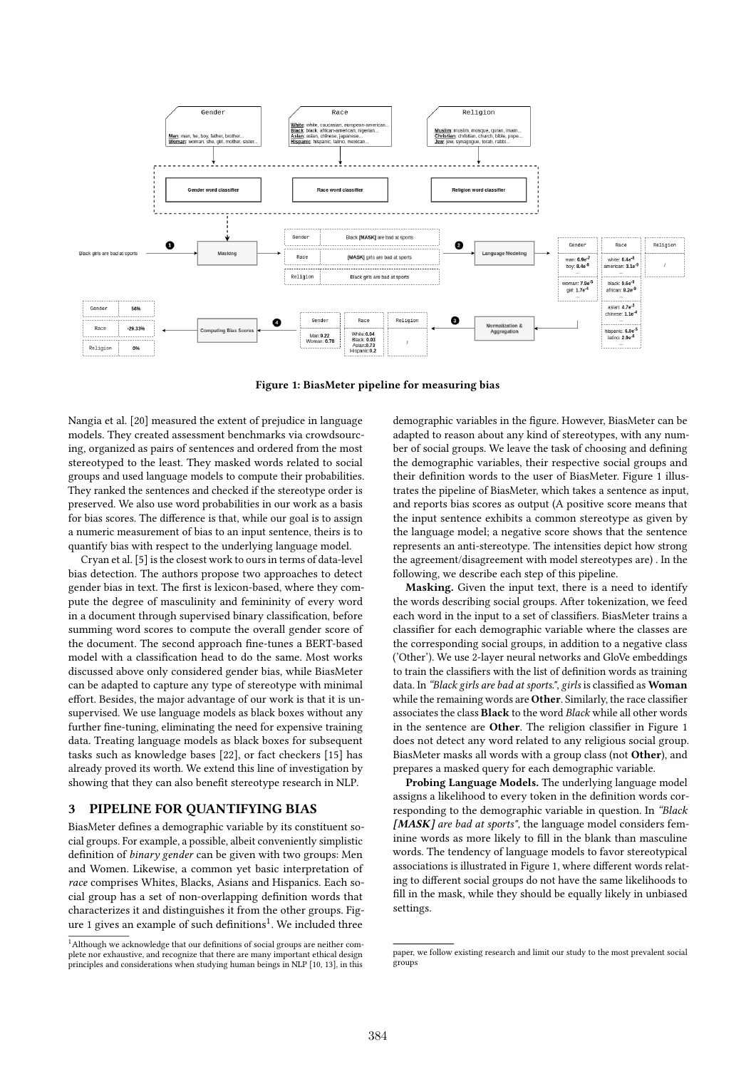Figure 1: BiasMeter pipeline for measuring bias

Nangia et al. [20] measured the extent of prejudice in language models. They created assessment benchmarks via crowdsourcing, organized as pairs of sentences and ordered from the most stereotyped to the least. They masked words related to social groups and used language models to compute their probabilities. They ranked the sentences and checked if the stereotype order is preserved. We also use word probabilities in our work as a basis for bias scores. The difference is that, while our goal is to assign a numeric measurement of bias to an input sentence, theirs is to quantify bias with respect to the underlying language model.

Cryan et al. [5] is the closest work to ours in terms of data-level bias detection. The authors propose two approaches to detect gender bias in text. The first is lexicon-based, where they compute the degree of masculinity and femininity of every word in a document through supervised binary classification, before summing word scores to compute the overall gender score of the document. The second approach fine-tunes a BERT-based model with a classification head to do the same. Most works discussed above only considered gender bias, while BiasMeter can be adapted to capture any type of stereotype with minimal effort. Besides, the major advantage of our work is that it is unsupervised. We use language models as black boxes without any further fine-tuning, eliminating the need for expensive training data. Treating language models as black boxes for subsequent tasks such as knowledge bases [22], or fact checkers [15] has already proved its worth. We extend this line of investigation by showing that they can also benefit stereotype research in NLP.

## 3 PIPELINE FOR QUANTIFYING BIAS

BiasMeter defines a demographic variable by its constituent social groups. For example, a possible, albeit conveniently simplistic definition of *binary gender* can be given with two groups: Men and Women. Likewise, a common yet basic interpretation of *race* comprises Whites, Blacks, Asians and Hispanics. Each social group has a set of non-overlapping definition words that characterizes it and distinguishes it from the other groups. Figure 1 gives an example of such definitions[1]. We included three demographic variables in the figure. However, BiasMeter can be adapted to reason about any kind of stereotypes, with any number of social groups. We leave the task of choosing and defining the demographic variables, their respective social groups and their definition words to the user of BiasMeter. Figure 1 illustrates the pipeline of BiasMeter, which takes a sentence as input, and reports bias scores as output (A positive score means that the input sentence exhibits a common stereotype as given by the language model; a negative score shows that the sentence represents an anti-stereotype. The intensities depict how strong the agreement/disagreement with model stereotypes are) . In the following, we describe each step of this pipeline.

**Masking.** Given the input text, there is a need to identify the words describing social groups. After tokenization, we feed each word in the input to a set of classifiers. BiasMeter trains a classifier for each demographic variable where the classes are the corresponding social groups, in addition to a negative class ('Other'). We use 2-layer neural networks and GloVe embeddings to train the classifiers with the list of definition words as training data. In *"Black girls are bad at sports."*, *girls* is classified as **Woman** while the remaining words are **Other**. Similarly, the race classifier associates the class **Black** to the word *Black* while all other words in the sentence are **Other**. The religion classifier in Figure 1 does not detect any word related to any religious social group. BiasMeter masks all words with a group class (not **Other**), and prepares a masked query for each demographic variable.

**Probing Language Models.** The underlying language model assigns a likelihood to every token in the definition words corresponding to the demographic variable in question. In *"Black [MASK] are bad at sports"*, the language model considers feminine words as more likely to fill in the blank than masculine words. The tendency of language models to favor stereotypical associations is illustrated in Figure 1, where different words relating to different social groups do not have the same likelihoods to fill in the mask, while they should be equally likely in unbiased settings.

[1] Although we acknowledge that our definitions of social groups are neither complete nor exhaustive, and recognize that there are many important ethical design principles and considerations when studying human beings in NLP [10, 13], in this paper, we follow existing research and limit our study to the most prevalent social groups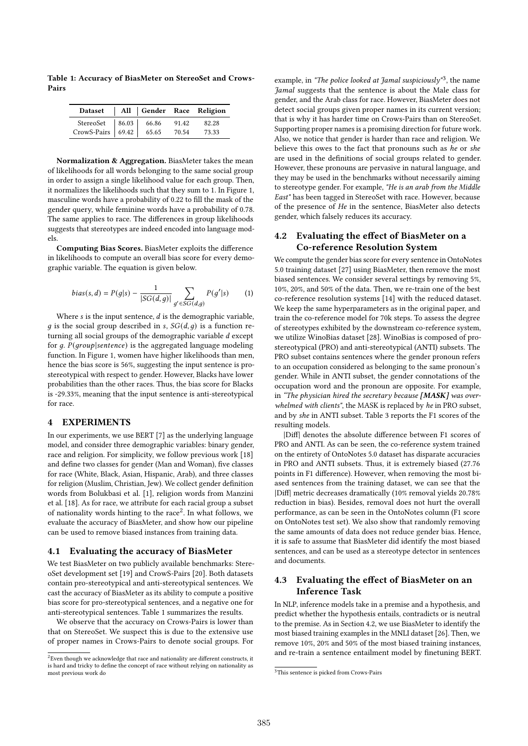**Table 1: Accuracy of BiasMeter on StereoSet and Crows-Pairs**

| Dataset | All | Gender | Race | Religion |
|---|---|---|---|---|
| StereoSet | 86.03 | 66.86 | 91.42 | 82.28 |
| CrowS-Pairs | 69.42 | 65.65 | 70.54 | 73.33 |

**Normalization & Aggregation.** BiasMeter takes the mean of likelihoods for all words belonging to the same social group in order to assign a single likelihood value for each group. Then, it normalizes the likelihoods such that they sum to 1. In Figure 1, masculine words have a probability of 0.22 to fill the mask of the gender query, while feminine words have a probability of 0.78. The same applies to race. The differences in group likelihoods suggests that stereotypes are indeed encoded into language models.

**Computing Bias Scores.** BiasMeter exploits the difference in likelihoods to compute an overall bias score for every demographic variable. The equation is given below.

$$bias(s, d) = P(g|s) - \frac{1}{|SG(d, g)|} \sum_{g' \in SG(d,g)} P(g'|s) \tag{1}$$

Where $s$ is the input sentence, $d$ is the demographic variable, $g$ is the social group described in $s$, $SG(d, g)$ is a function returning all social groups of the demographic variable $d$ except for $g$. $P(group|sentence)$ is the aggregated language modeling function. In Figure 1, women have higher likelihoods than men, hence the bias score is 56%, suggesting the input sentence is pro-stereotypical with respect to gender. However, Blacks have lower probabilities than the other races. Thus, the bias score for Blacks is -29.33%, meaning that the input sentence is anti-stereotypical for race.

# 4 EXPERIMENTS

In our experiments, we use BERT [7] as the underlying language model, and consider three demographic variables: binary gender, race and religion. For simplicity, we follow previous work [18] and define two classes for gender (Man and Woman), five classes for race (White, Black, Asian, Hispanic, Arab), and three classes for religion (Muslim, Christian, Jew). We collect gender definition words from Bolukbasi et al. [1], religion words from Manzini et al. [18]. As for race, we attribute for each racial group a subset of nationality words hinting to the race[2]. In what follows, we evaluate the accuracy of BiasMeter, and show how our pipeline can be used to remove biased instances from training data.

## 4.1 Evaluating the accuracy of BiasMeter

We test BiasMeter on two publicly available benchmarks: StereoSet development set [19] and CrowS-Pairs [20]. Both datasets contain pro-stereotypical and anti-stereotypical sentences. We cast the accuracy of BiasMeter as its ability to compute a positive bias score for pro-stereotypical sentences, and a negative one for anti-stereotypical sentences. Table 1 summarizes the results.

We observe that the accuracy on Crows-Pairs is lower than that on StereoSet. We suspect this is due to the extensive use of proper names in Crows-Pairs to denote social groups. For example, in *"The police looked at Jamal suspiciously"*[3], the name *Jamal* suggests that the sentence is about the Male class for gender, and the Arab class for race. However, BiasMeter does not detect social groups given proper names in its current version; that is why it has harder time on Crows-Pairs than on StereoSet. Supporting proper names is a promising direction for future work. Also, we notice that gender is harder than race and religion. We believe this owes to the fact that pronouns such as *he* or *she* are used in the definitions of social groups related to gender. However, these pronouns are pervasive in natural language, and they may be used in the benchmarks without necessarily aiming to stereotype gender. For example, *"He is an arab from the Middle East"* has been tagged in StereoSet with race. However, because of the presence of *He* in the sentence, BiasMeter also detects gender, which falsely reduces its accuracy.

## 4.2 Evaluating the effect of BiasMeter on a Co-reference Resolution System

We compute the gender bias score for every sentence in OntoNotes 5.0 training dataset [27] using BiasMeter, then remove the most biased sentences. We consider several settings by removing 5%, 10%, 20%, and 50% of the data. Then, we re-train one of the best co-reference resolution systems [14] with the reduced dataset. We keep the same hyperparameters as in the original paper, and train the co-reference model for 70k steps. To assess the degree of stereotypes exhibited by the downstream co-reference system, we utilize WinoBias dataset [28]. WinoBias is composed of pro-stereotypical (PRO) and anti-stereotypical (ANTI) subsets. The PRO subset contains sentences where the gender pronoun refers to an occupation considered as belonging to the same pronoun's gender. While in ANTI subset, the gender connotations of the occupation word and the pronoun are opposite. For example, in *"The physician hired the secretary because **[MASK]** was overwhelmed with clients"*, the MASK is replaced by *he* in PRO subset, and by *she* in ANTI subset. Table 3 reports the F1 scores of the resulting models.

|Diff| denotes the absolute difference between F1 scores of PRO and ANTI. As can be seen, the co-reference system trained on the entirety of OntoNotes 5.0 dataset has disparate accuracies in PRO and ANTI subsets. Thus, it is extremely biased (27.76 points in F1 difference). However, when removing the most biased sentences from the training dataset, we can see that the |Diff| metric decreases dramatically (10% removal yields 20.78% reduction in bias). Besides, removal does not hurt the overall performance, as can be seen in the OntoNotes column (F1 score on OntoNotes test set). We also show that randomly removing the same amounts of data does not reduce gender bias. Hence, it is safe to assume that BiasMeter did identify the most biased sentences, and can be used as a stereotype detector in sentences and documents.

## 4.3 Evaluating the effect of BiasMeter on an Inference Task

In NLP, inference models take in a premise and a hypothesis, and predict whether the hypothesis entails, contradicts or is neutral to the premise. As in Section 4.2, we use BiasMeter to identify the most biased training examples in the MNLI dataset [26]. Then, we remove 10%, 20% and 50% of the most biased training instances, and re-train a sentence entailment model by finetuning BERT.

[2] Even though we acknowledge that race and nationality are different constructs, it is hard and tricky to define the concept of race without relying on nationality as most previous work do

[3] This sentence is picked from Crows-Pairs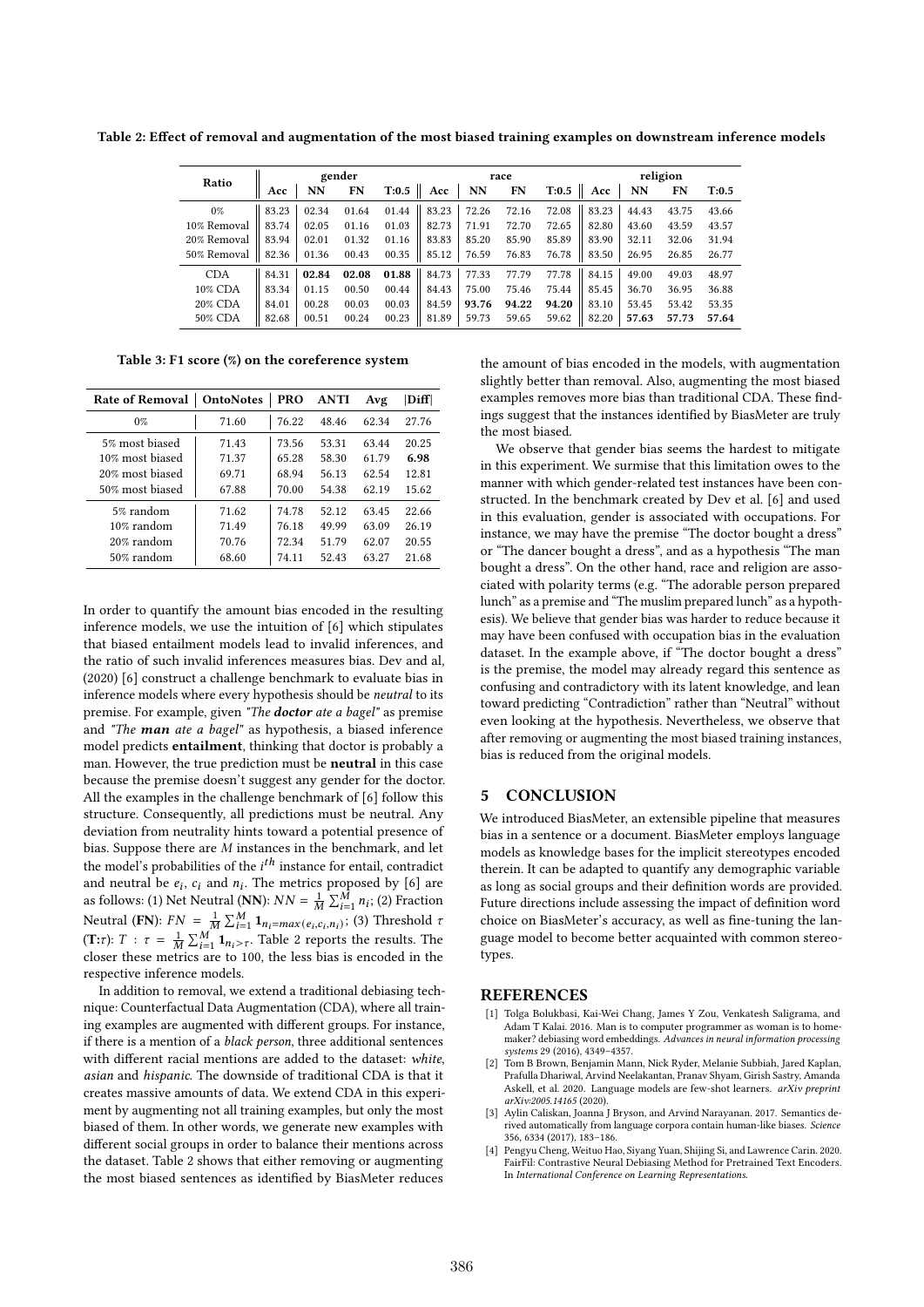Table 2: Effect of removal and augmentation of the most biased training examples on downstream inference models

| Ratio | gender | | | | race | | | | religion | | | |
|---|---|---|---|---|---|---|---|---|---|---|---|---|
| | Acc | NN | FN | T:0.5 | Acc | NN | FN | T:0.5 | Acc | NN | FN | T:0.5 |
| 0% | 83.23 | 02.34 | 01.64 | 01.44 | 83.23 | 72.26 | 72.16 | 72.08 | 83.23 | 44.43 | 43.75 | 43.66 |
| 10% Removal | 83.74 | 02.05 | 01.16 | 01.03 | 82.73 | 71.91 | 72.70 | 72.65 | 82.80 | 43.60 | 43.59 | 43.57 |
| 20% Removal | 83.94 | 02.01 | 01.32 | 01.16 | 83.83 | 85.20 | 85.90 | 85.89 | 83.90 | 32.11 | 32.06 | 31.94 |
| 50% Removal | 82.36 | 01.36 | 00.43 | 00.35 | 85.12 | 76.59 | 76.83 | 76.78 | 83.50 | 26.95 | 26.85 | 26.77 |
| CDA | 84.31 | **02.84** | **02.08** | **01.88** | 84.73 | 77.33 | 77.79 | 77.78 | 84.15 | 49.00 | 49.03 | 48.97 |
| 10% CDA | 83.34 | 01.15 | 00.50 | 00.44 | 84.43 | 75.00 | 75.46 | 75.44 | 85.45 | 36.70 | 36.95 | 36.88 |
| 20% CDA | 84.01 | 00.28 | 00.03 | 00.03 | 84.59 | **93.76** | **94.22** | **94.20** | 83.10 | 53.45 | 53.42 | 53.35 |
| 50% CDA | 82.68 | 00.51 | 00.24 | 00.23 | 81.89 | 59.73 | 59.65 | 59.62 | 82.20 | **57.63** | **57.73** | **57.64** |

Table 3: F1 score (%) on the coreference system

| Rate of Removal | OntoNotes | PRO | ANTI | Avg | \|Diff\| |
|---|---|---|---|---|---|
| 0% | 71.60 | 76.22 | 48.46 | 62.34 | 27.76 |
| 5% most biased | 71.43 | 73.56 | 53.31 | 63.44 | 20.25 |
| 10% most biased | 71.37 | 65.28 | 58.30 | 61.79 | **6.98** |
| 20% most biased | 69.71 | 68.94 | 56.13 | 62.54 | 12.81 |
| 50% most biased | 67.88 | 70.00 | 54.38 | 62.19 | 15.62 |
| 5% random | 71.62 | 74.78 | 52.12 | 63.45 | 22.66 |
| 10% random | 71.49 | 76.18 | 49.99 | 63.09 | 26.19 |
| 20% random | 70.76 | 72.34 | 51.79 | 62.07 | 20.55 |
| 50% random | 68.60 | 74.11 | 52.43 | 63.27 | 21.68 |

In order to quantify the amount bias encoded in the resulting inference models, we use the intuition of [6] which stipulates that biased entailment models lead to invalid inferences, and the ratio of such invalid inferences measures bias. Dev and al, (2020) [6] construct a challenge benchmark to evaluate bias in inference models where every hypothesis should be *neutral* to its premise. For example, given *"The **doctor** ate a bagel"* as premise and *"The **man** ate a bagel"* as hypothesis, a biased inference model predicts **entailment**, thinking that doctor is probably a man. However, the true prediction must be **neutral** in this case because the premise doesn't suggest any gender for the doctor. All the examples in the challenge benchmark of [6] follow this structure. Consequently, all predictions must be neutral. Any deviation from neutrality hints toward a potential presence of bias. Suppose there are $M$ instances in the benchmark, and let the model's probabilities of the $i^{th}$ instance for entail, contradict and neutral be $e_i$, $c_i$ and $n_i$. The metrics proposed by [6] are as follows: (1) Net Neutral (**NN**): $NN = \frac{1}{M}\sum_{i=1}^{M} n_i$; (2) Fraction Neutral (**FN**): $FN = \frac{1}{M}\sum_{i=1}^{M} \mathbf{1}_{n_i = max(e_i, c_i, n_i)}$; (3) Threshold $\tau$ (**T:**$\tau$): $T : \tau = \frac{1}{M}\sum_{i=1}^{M} \mathbf{1}_{n_i > \tau}$. Table 2 reports the results. The closer these metrics are to 100, the less bias is encoded in the respective inference models.

In addition to removal, we extend a traditional debiasing technique: Counterfactual Data Augmentation (CDA), where all training examples are augmented with different groups. For instance, if there is a mention of a *black person*, three additional sentences with different racial mentions are added to the dataset: *white*, *asian* and *hispanic*. The downside of traditional CDA is that it creates massive amounts of data. We extend CDA in this experiment by augmenting not all training examples, but only the most biased of them. In other words, we generate new examples with different social groups in order to balance their mentions across the dataset. Table 2 shows that either removing or augmenting the most biased sentences as identified by BiasMeter reduces the amount of bias encoded in the models, with augmentation slightly better than removal. Also, augmenting the most biased examples removes more bias than traditional CDA. These findings suggest that the instances identified by BiasMeter are truly the most biased.

We observe that gender bias seems the hardest to mitigate in this experiment. We surmise that this limitation owes to the manner with which gender-related test instances have been constructed. In the benchmark created by Dev et al. [6] and used in this evaluation, gender is associated with occupations. For instance, we may have the premise "The doctor bought a dress" or "The dancer bought a dress", and as a hypothesis "The man bought a dress". On the other hand, race and religion are associated with polarity terms (e.g. "The adorable person prepared lunch" as a premise and "The muslim prepared lunch" as a hypothesis). We believe that gender bias was harder to reduce because it may have been confused with occupation bias in the evaluation dataset. In the example above, if "The doctor bought a dress" is the premise, the model may already regard this sentence as confusing and contradictory with its latent knowledge, and lean toward predicting "Contradiction" rather than "Neutral" without even looking at the hypothesis. Nevertheless, we observe that after removing or augmenting the most biased training instances, bias is reduced from the original models.

## 5 CONCLUSION

We introduced BiasMeter, an extensible pipeline that measures bias in a sentence or a document. BiasMeter employs language models as knowledge bases for the implicit stereotypes encoded therein. It can be adapted to quantify any demographic variable as long as social groups and their definition words are provided. Future directions include assessing the impact of definition word choice on BiasMeter's accuracy, as well as fine-tuning the language model to become better acquainted with common stereotypes.

## REFERENCES

[1] Tolga Bolukbasi, Kai-Wei Chang, James Y Zou, Venkatesh Saligrama, and Adam T Kalai. 2016. Man is to computer programmer as woman is to homemaker? debiasing word embeddings. *Advances in neural information processing systems* 29 (2016), 4349–4357.

[2] Tom B Brown, Benjamin Mann, Nick Ryder, Melanie Subbiah, Jared Kaplan, Prafulla Dhariwal, Arvind Neelakantan, Pranav Shyam, Girish Sastry, Amanda Askell, et al. 2020. Language models are few-shot learners. *arXiv preprint arXiv:2005.14165* (2020).

[3] Aylin Caliskan, Joanna J Bryson, and Arvind Narayanan. 2017. Semantics derived automatically from language corpora contain human-like biases. *Science* 356, 6334 (2017), 183–186.

[4] Pengyu Cheng, Weituo Hao, Siyang Yuan, Shijing Si, and Lawrence Carin. 2020. FairFil: Contrastive Neural Debiasing Method for Pretrained Text Encoders. In *International Conference on Learning Representations*.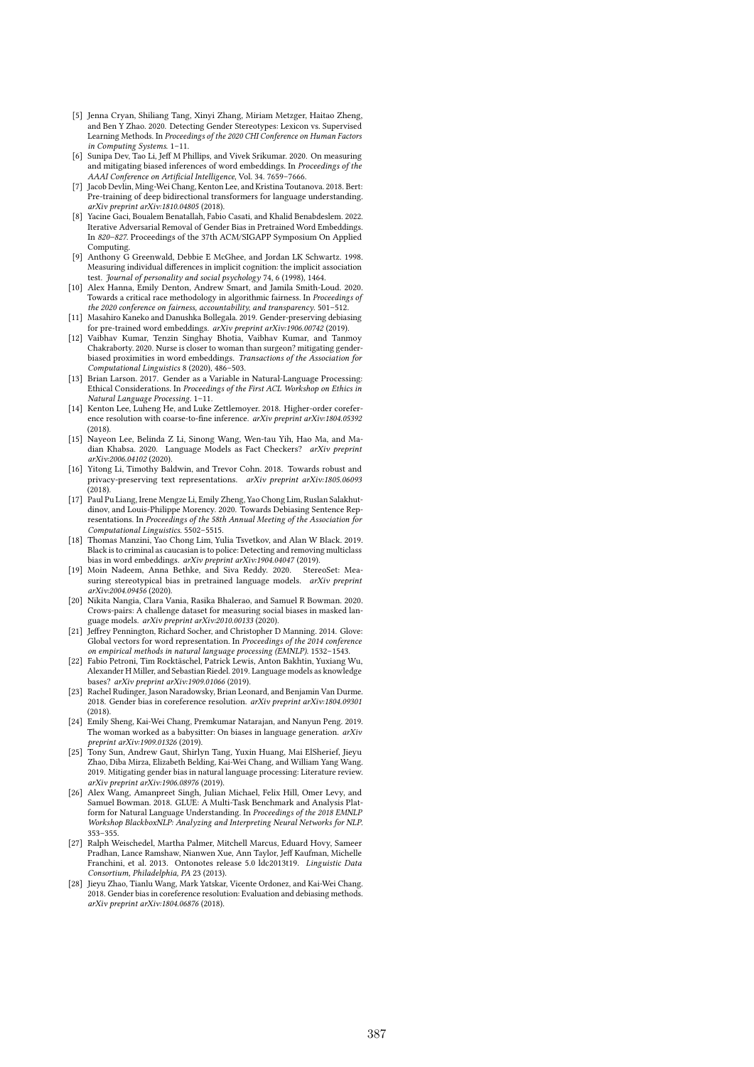[5] Jenna Cryan, Shiliang Tang, Xinyi Zhang, Miriam Metzger, Haitao Zheng, and Ben Y Zhao. 2020. Detecting Gender Stereotypes: Lexicon vs. Supervised Learning Methods. In *Proceedings of the 2020 CHI Conference on Human Factors in Computing Systems*. 1–11.

[6] Sunipa Dev, Tao Li, Jeff M Phillips, and Vivek Srikumar. 2020. On measuring and mitigating biased inferences of word embeddings. In *Proceedings of the AAAI Conference on Artificial Intelligence*, Vol. 34. 7659–7666.

[7] Jacob Devlin, Ming-Wei Chang, Kenton Lee, and Kristina Toutanova. 2018. Bert: Pre-training of deep bidirectional transformers for language understanding. *arXiv preprint arXiv:1810.04805* (2018).

[8] Yacine Gaci, Boualem Benatallah, Fabio Casati, and Khalid Benabdeslem. 2022. Iterative Adversarial Removal of Gender Bias in Pretrained Word Embeddings. In *820–827*. Proceedings of the 37th ACM/SIGAPP Symposium On Applied Computing.

[9] Anthony G Greenwald, Debbie E McGhee, and Jordan LK Schwartz. 1998. Measuring individual differences in implicit cognition: the implicit association test. *Journal of personality and social psychology* 74, 6 (1998), 1464.

[10] Alex Hanna, Emily Denton, Andrew Smart, and Jamila Smith-Loud. 2020. Towards a critical race methodology in algorithmic fairness. In *Proceedings of the 2020 conference on fairness, accountability, and transparency*. 501–512.

[11] Masahiro Kaneko and Danushka Bollegala. 2019. Gender-preserving debiasing for pre-trained word embeddings. *arXiv preprint arXiv:1906.00742* (2019).

[12] Vaibhav Kumar, Tenzin Singhay Bhotia, Vaibhav Kumar, and Tanmoy Chakraborty. 2020. Nurse is closer to woman than surgeon? mitigating gender-biased proximities in word embeddings. *Transactions of the Association for Computational Linguistics* 8 (2020), 486–503.

[13] Brian Larson. 2017. Gender as a Variable in Natural-Language Processing: Ethical Considerations. In *Proceedings of the First ACL Workshop on Ethics in Natural Language Processing*. 1–11.

[14] Kenton Lee, Luheng He, and Luke Zettlemoyer. 2018. Higher-order coreference resolution with coarse-to-fine inference. *arXiv preprint arXiv:1804.05392* (2018).

[15] Nayeon Lee, Belinda Z Li, Sinong Wang, Wen-tau Yih, Hao Ma, and Madian Khabsa. 2020. Language Models as Fact Checkers? *arXiv preprint arXiv:2006.04102* (2020).

[16] Yitong Li, Timothy Baldwin, and Trevor Cohn. 2018. Towards robust and privacy-preserving text representations. *arXiv preprint arXiv:1805.06093* (2018).

[17] Paul Pu Liang, Irene Mengze Li, Emily Zheng, Yao Chong Lim, Ruslan Salakhutdinov, and Louis-Philippe Morency. 2020. Towards Debiasing Sentence Representations. In *Proceedings of the 58th Annual Meeting of the Association for Computational Linguistics*. 5502–5515.

[18] Thomas Manzini, Yao Chong Lim, Yulia Tsvetkov, and Alan W Black. 2019. Black is to criminal as caucasian is to police: Detecting and removing multiclass bias in word embeddings. *arXiv preprint arXiv:1904.04047* (2019).

[19] Moin Nadeem, Anna Bethke, and Siva Reddy. 2020. StereoSet: Measuring stereotypical bias in pretrained language models. *arXiv preprint arXiv:2004.09456* (2020).

[20] Nikita Nangia, Clara Vania, Rasika Bhalerao, and Samuel R Bowman. 2020. Crows-pairs: A challenge dataset for measuring social biases in masked language models. *arXiv preprint arXiv:2010.00133* (2020).

[21] Jeffrey Pennington, Richard Socher, and Christopher D Manning. 2014. Glove: Global vectors for word representation. In *Proceedings of the 2014 conference on empirical methods in natural language processing (EMNLP)*. 1532–1543.

[22] Fabio Petroni, Tim Rocktäschel, Patrick Lewis, Anton Bakhtin, Yuxiang Wu, Alexander H Miller, and Sebastian Riedel. 2019. Language models as knowledge bases? *arXiv preprint arXiv:1909.01066* (2019).

[23] Rachel Rudinger, Jason Naradowsky, Brian Leonard, and Benjamin Van Durme. 2018. Gender bias in coreference resolution. *arXiv preprint arXiv:1804.09301* (2018).

[24] Emily Sheng, Kai-Wei Chang, Premkumar Natarajan, and Nanyun Peng. 2019. The woman worked as a babysitter: On biases in language generation. *arXiv preprint arXiv:1909.01326* (2019).

[25] Tony Sun, Andrew Gaut, Shirlyn Tang, Yuxin Huang, Mai ElSherief, Jieyu Zhao, Diba Mirza, Elizabeth Belding, Kai-Wei Chang, and William Yang Wang. 2019. Mitigating gender bias in natural language processing: Literature review. *arXiv preprint arXiv:1906.08976* (2019).

[26] Alex Wang, Amanpreet Singh, Julian Michael, Felix Hill, Omer Levy, and Samuel Bowman. 2018. GLUE: A Multi-Task Benchmark and Analysis Platform for Natural Language Understanding. In *Proceedings of the 2018 EMNLP Workshop BlackboxNLP: Analyzing and Interpreting Neural Networks for NLP*. 353–355.

[27] Ralph Weischedel, Martha Palmer, Mitchell Marcus, Eduard Hovy, Sameer Pradhan, Lance Ramshaw, Nianwen Xue, Ann Taylor, Jeff Kaufman, Michelle Franchini, et al. 2013. Ontonotes release 5.0 ldc2013t19. *Linguistic Data Consortium, Philadelphia, PA* 23 (2013).

[28] Jieyu Zhao, Tianlu Wang, Mark Yatskar, Vicente Ordonez, and Kai-Wei Chang. 2018. Gender bias in coreference resolution: Evaluation and debiasing methods. *arXiv preprint arXiv:1804.06876* (2018).